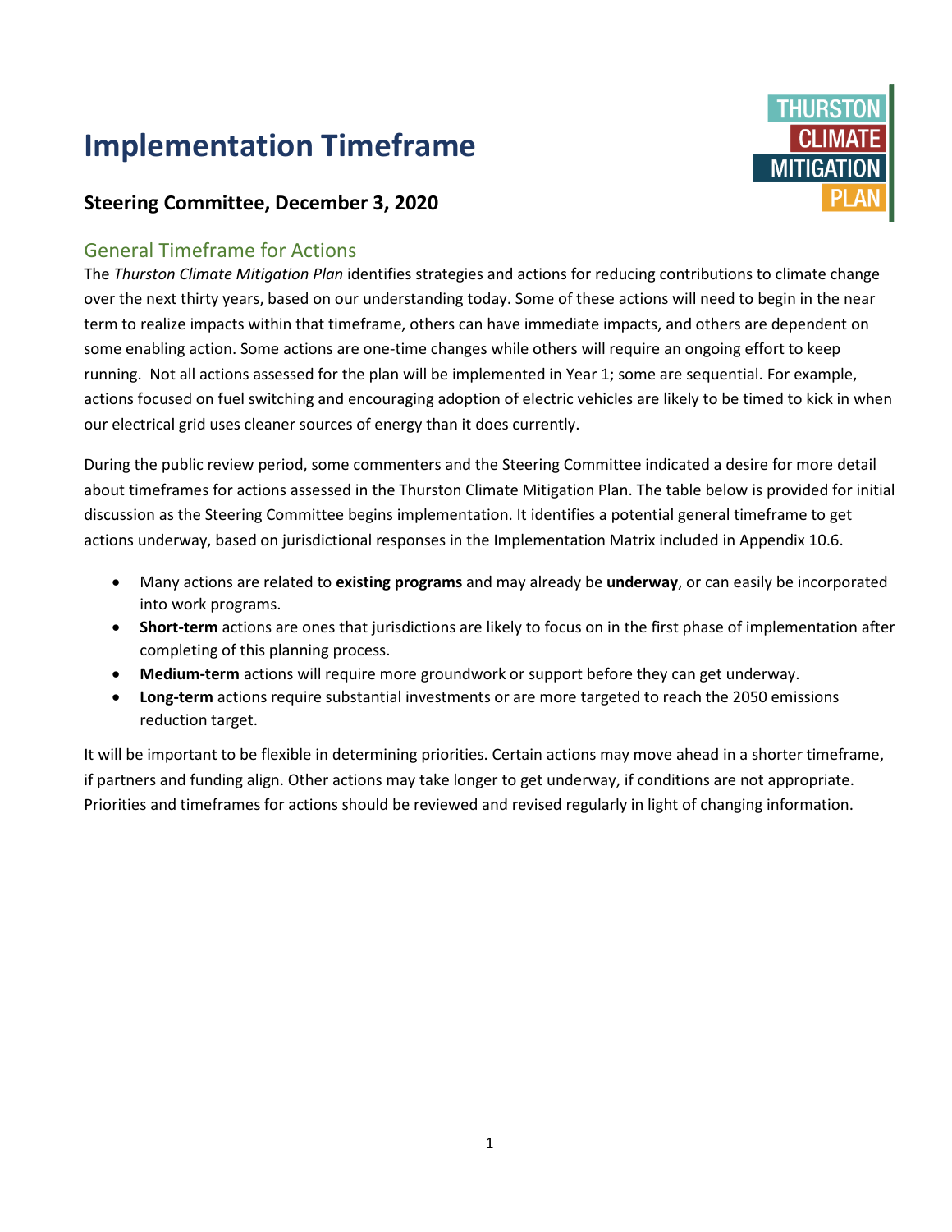# Implementation Timeframe

## Steering Committee, December 3, 2020

### General Timeframe for Actions

The *Thurston Climate Mitigation Plan* identifies strategies and actions for reducing contributions to climate change over the next thirty years, based on our understanding today. Some of these actions will need to begin in the near term to realize impacts within that timeframe, others can have immediate impacts, and others are dependent on some enabling action. Some actions are one-time changes while others will require an ongoing effort to keep running. Not all actions assessed for the plan will be implemented in Year 1; some are sequential. For example, actions focused on fuel switching and encouraging adoption of electric vehicles are likely to be timed to kick in when our electrical grid uses cleaner sources of energy than it does currently.

During the public review period, some commenters and the Steering Committee indicated a desire for more detail about timeframes for actions assessed in the Thurston Climate Mitigation Plan. The table below is provided for initial discussion as the Steering Committee begins implementation. It identifies a potential general timeframe to get actions underway, based on jurisdictional responses in the Implementation Matrix included in Appendix 10.6.

- Many actions are related to **existing programs** and may already be **underway**, or can easily be incorporated into work programs.
- **Short-term** actions are ones that jurisdictions are likely to focus on in the first phase of implementation after completing of this planning process.
- **Medium-term** actions will require more groundwork or support before they can get underway.
- **Long-term** actions require substantial investments or are more targeted to reach the 2050 emissions reduction target.

It will be important to be flexible in determining priorities. Certain actions may move ahead in a shorter timeframe, if partners and funding align. Other actions may take longer to get underway, if conditions are not appropriate. Priorities and timeframes for actions should be reviewed and revised regularly in light of changing information.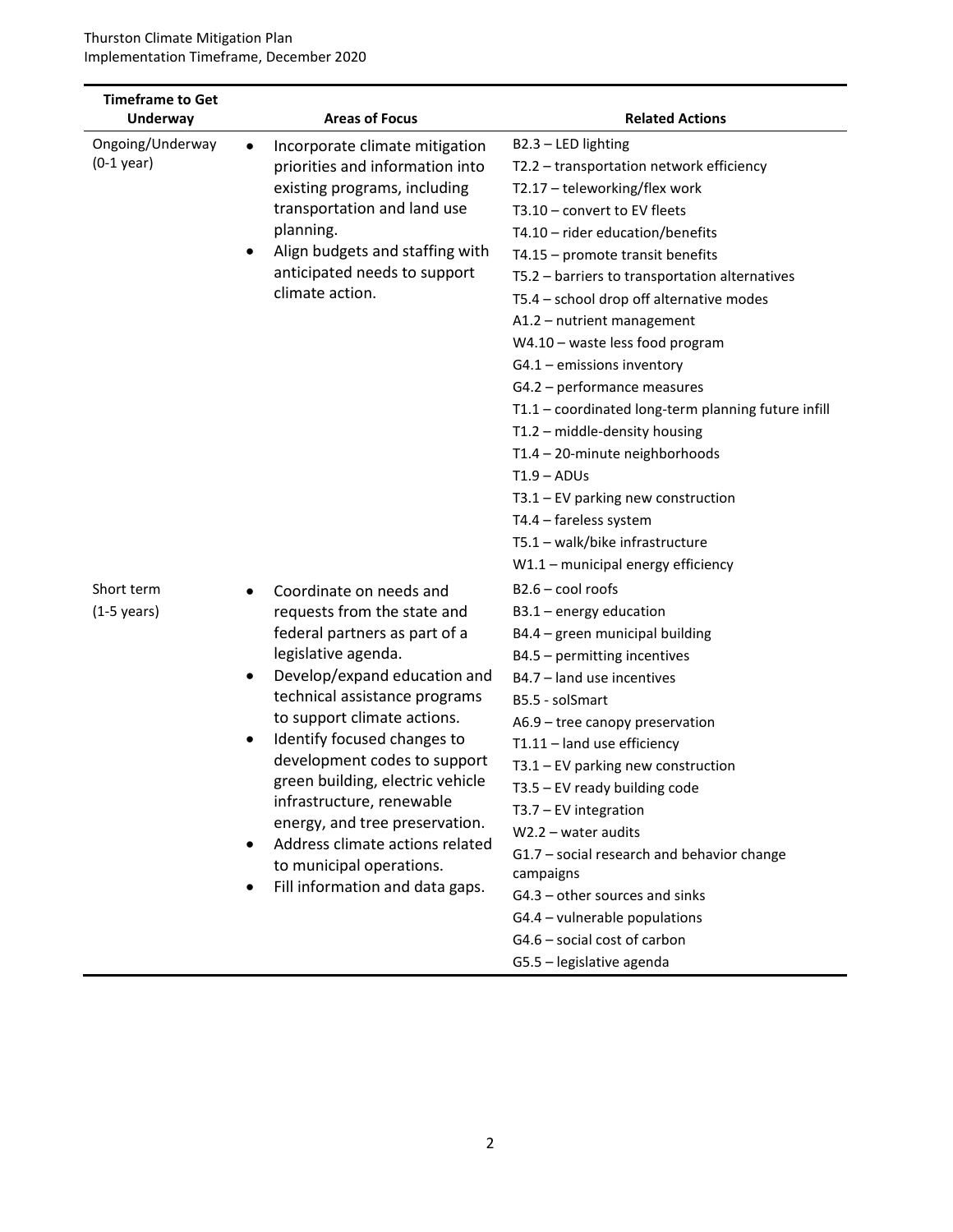| Timeframe to Get Underway | Areas of Focus | Related Actions |
| --- | --- | --- |
| Ongoing/Underway (0-1 year) | • Incorporate climate mitigation priorities and information into existing programs, including transportation and land use planning.<br>• Align budgets and staffing with anticipated needs to support climate action. | B2.3 – LED lighting<br>T2.2 – transportation network efficiency<br>T2.17 – teleworking/flex work<br>T3.10 – convert to EV fleets<br>T4.10 – rider education/benefits<br>T4.15 – promote transit benefits<br>T5.2 – barriers to transportation alternatives<br>T5.4 – school drop off alternative modes<br>A1.2 – nutrient management<br>W4.10 – waste less food program<br>G4.1 – emissions inventory<br>G4.2 – performance measures<br>T1.1 – coordinated long-term planning future infill<br>T1.2 – middle-density housing<br>T1.4 – 20-minute neighborhoods<br>T1.9 – ADUs<br>T3.1 – EV parking new construction<br>T4.4 – fareless system<br>T5.1 – walk/bike infrastructure<br>W1.1 – municipal energy efficiency |
| Short term (1-5 years) | • Coordinate on needs and requests from the state and federal partners as part of a legislative agenda.<br>• Develop/expand education and technical assistance programs to support climate actions.<br>• Identify focused changes to development codes to support green building, electric vehicle infrastructure, renewable energy, and tree preservation.<br>• Address climate actions related to municipal operations.<br>• Fill information and data gaps. | B2.6 – cool roofs<br>B3.1 – energy education<br>B4.4 – green municipal building<br>B4.5 – permitting incentives<br>B4.7 – land use incentives<br>B5.5 - solSmart<br>A6.9 – tree canopy preservation<br>T1.11 – land use efficiency<br>T3.1 – EV parking new construction<br>T3.5 – EV ready building code<br>T3.7 – EV integration<br>W2.2 – water audits<br>G1.7 – social research and behavior change campaigns<br>G4.3 – other sources and sinks<br>G4.4 – vulnerable populations<br>G4.6 – social cost of carbon<br>G5.5 – legislative agenda |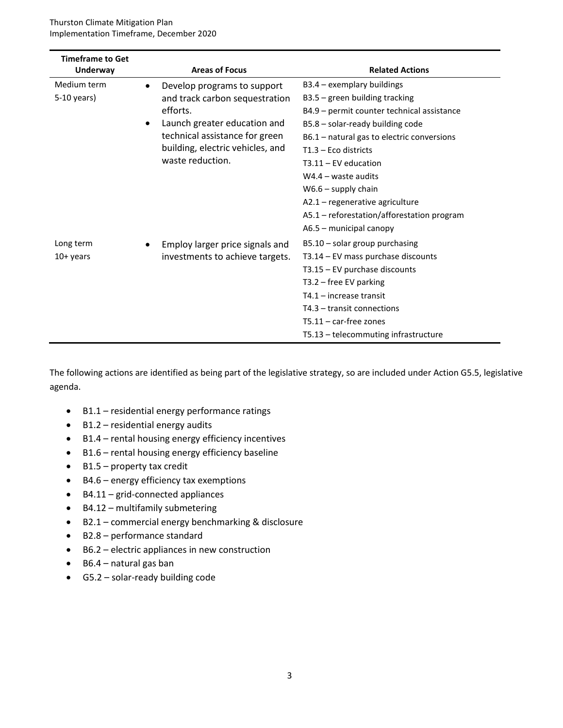| Timeframe to Get Underway | Areas of Focus | Related Actions |
|---|---|---|
| Medium term 5-10 years) | • Develop programs to support and track carbon sequestration efforts.<br>• Launch greater education and technical assistance for green building, electric vehicles, and waste reduction. | B3.4 – exemplary buildings<br>B3.5 – green building tracking<br>B4.9 – permit counter technical assistance<br>B5.8 – solar-ready building code<br>B6.1 – natural gas to electric conversions<br>T1.3 – Eco districts<br>T3.11 – EV education<br>W4.4 – waste audits<br>W6.6 – supply chain<br>A2.1 – regenerative agriculture<br>A5.1 – reforestation/afforestation program<br>A6.5 – municipal canopy |
| Long term 10+ years | • Employ larger price signals and investments to achieve targets. | B5.10 – solar group purchasing<br>T3.14 – EV mass purchase discounts<br>T3.15 – EV purchase discounts<br>T3.2 – free EV parking<br>T4.1 – increase transit<br>T4.3 – transit connections<br>T5.11 – car-free zones<br>T5.13 – telecommuting infrastructure |

The following climate actions are identified as being part of the legislative strategy, so are included under Action G5.5, legislative agenda.

- B1.1 – residential energy performance ratings
- B1.2 – residential energy audits
- B1.4 – rental housing energy efficiency incentives
- B1.6 – rental housing energy efficiency baseline
- B1.5 – property tax credit
- B4.6 – energy efficiency tax exemptions
- B4.11 – grid-connected appliances
- B4.12 – multifamily submetering
- B2.1 – commercial energy benchmarking & disclosure
- B2.8 – performance standard
- B6.2 – electric appliances in new construction
- B6.4 – natural gas ban
- G5.2 – solar-ready building code